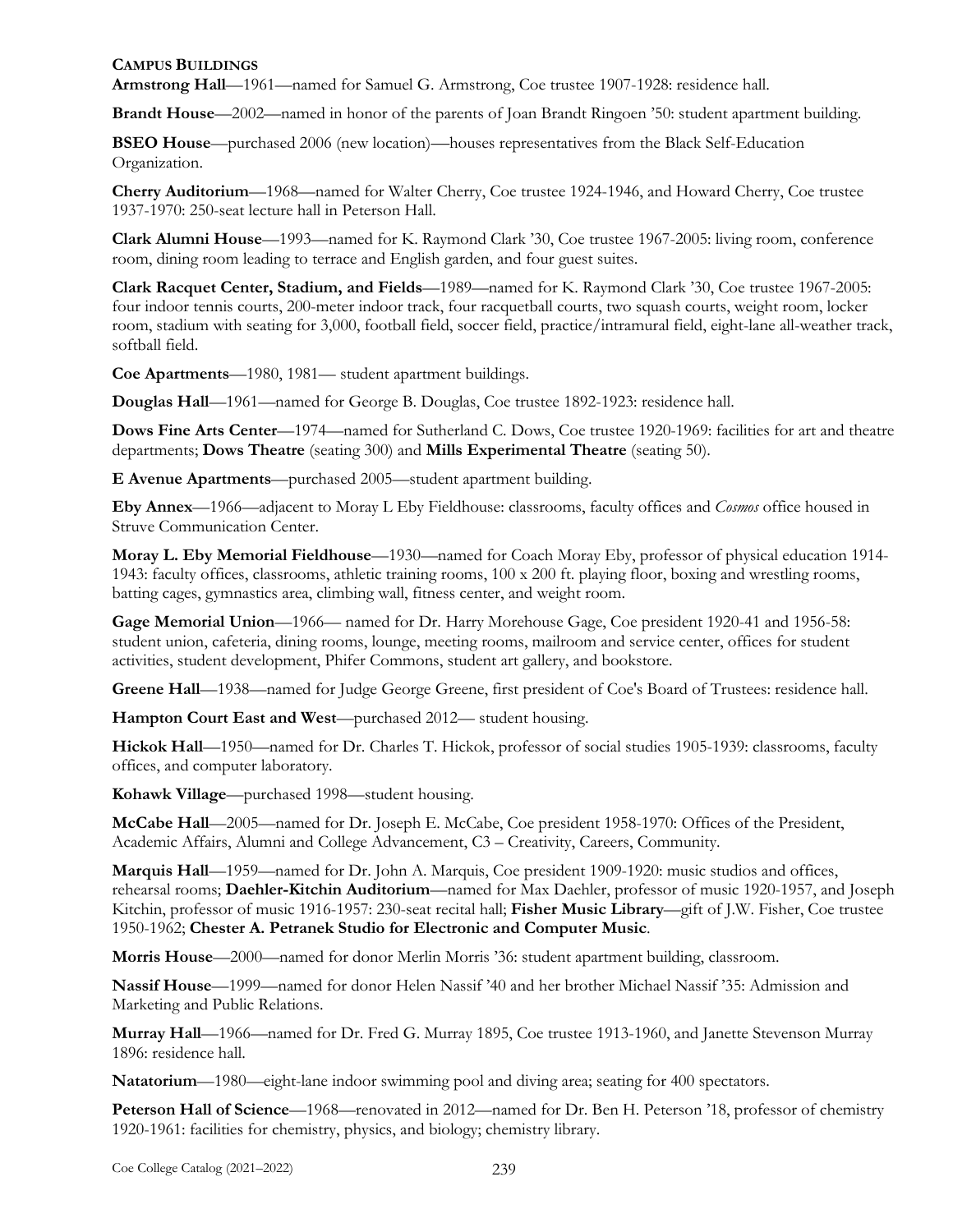**CAMPUS BUILDINGS**

**Armstrong Hall**—1961—named for Samuel G. Armstrong, Coe trustee 1907-1928: residence hall.

**Brandt House**—2002—named in honor of the parents of Joan Brandt Ringoen '50: student apartment building.

**BSEO House**—purchased 2006 (new location)—houses representatives from the Black Self-Education Organization.

**Cherry Auditorium**—1968—named for Walter Cherry, Coe trustee 1924-1946, and Howard Cherry, Coe trustee 1937-1970: 250-seat lecture hall in Peterson Hall.

**Clark Alumni House**—1993—named for K. Raymond Clark '30, Coe trustee 1967-2005: living room, conference room, dining room leading to terrace and English garden, and four guest suites.

**Clark Racquet Center, Stadium, and Fields**—1989—named for K. Raymond Clark '30, Coe trustee 1967-2005: four indoor tennis courts, 200-meter indoor track, four racquetball courts, two squash courts, weight room, locker room, stadium with seating for 3,000, football field, soccer field, practice/intramural field, eight-lane all-weather track, softball field.

**Coe Apartments**—1980, 1981— student apartment buildings.

**Douglas Hall**—1961—named for George B. Douglas, Coe trustee 1892-1923: residence hall.

**Dows Fine Arts Center**—1974—named for Sutherland C. Dows, Coe trustee 1920-1969: facilities for art and theatre departments; **Dows Theatre** (seating 300) and **Mills Experimental Theatre** (seating 50).

**E Avenue Apartments**—purchased 2005—student apartment building.

**Eby Annex**—1966—adjacent to Moray L Eby Fieldhouse: classrooms, faculty offices and *Cosmos* office housed in Struve Communication Center.

**Moray L. Eby Memorial Fieldhouse**—1930—named for Coach Moray Eby, professor of physical education 1914-1943: faculty offices, classrooms, athletic training rooms, 100 x 200 ft. playing floor, boxing and wrestling rooms, batting cages, gymnastics area, climbing wall, fitness center, and weight room.

**Gage Memorial Union**—1966— named for Dr. Harry Morehouse Gage, Coe president 1920-41 and 1956-58: student union, cafeteria, dining rooms, lounge, meeting rooms, mailroom and service center, offices for student activities, student development, Phifer Commons, student art gallery, and bookstore.

**Greene Hall**—1938—named for Judge George Greene, first president of Coe's Board of Trustees: residence hall.

**Hampton Court East and West**—purchased 2012— student housing.

**Hickok Hall**—1950—named for Dr. Charles T. Hickok, professor of social studies 1905-1939: classrooms, faculty offices, and computer laboratory.

**Kohawk Village**—purchased 1998—student housing.

**McCabe Hall**—2005—named for Dr. Joseph E. McCabe, Coe president 1958-1970: Offices of the President, Academic Affairs, Alumni and College Advancement, C3 – Creativity, Careers, Community.

**Marquis Hall**—1959—named for Dr. John A. Marquis, Coe president 1909-1920: music studios and offices, rehearsal rooms; **Daehler-Kitchin Auditorium**—named for Max Daehler, professor of music 1920-1957, and Joseph Kitchin, professor of music 1916-1957: 230-seat recital hall; **Fisher Music Library**—gift of J.W. Fisher, Coe trustee 1950-1962; **Chester A. Petranek Studio for Electronic and Computer Music**.

**Morris House**—2000—named for donor Merlin Morris '36: student apartment building, classroom.

**Nassif House**—1999—named for donor Helen Nassif '40 and her brother Michael Nassif '35: Admission and Marketing and Public Relations.

**Murray Hall**—1966—named for Dr. Fred G. Murray 1895, Coe trustee 1913-1960, and Janette Stevenson Murray 1896: residence hall.

**Natatorium**—1980—eight-lane indoor swimming pool and diving area; seating for 400 spectators.

**Peterson Hall of Science**—1968—renovated in 2012—named for Dr. Ben H. Peterson '18, professor of chemistry 1920-1961: facilities for chemistry, physics, and biology; chemistry library.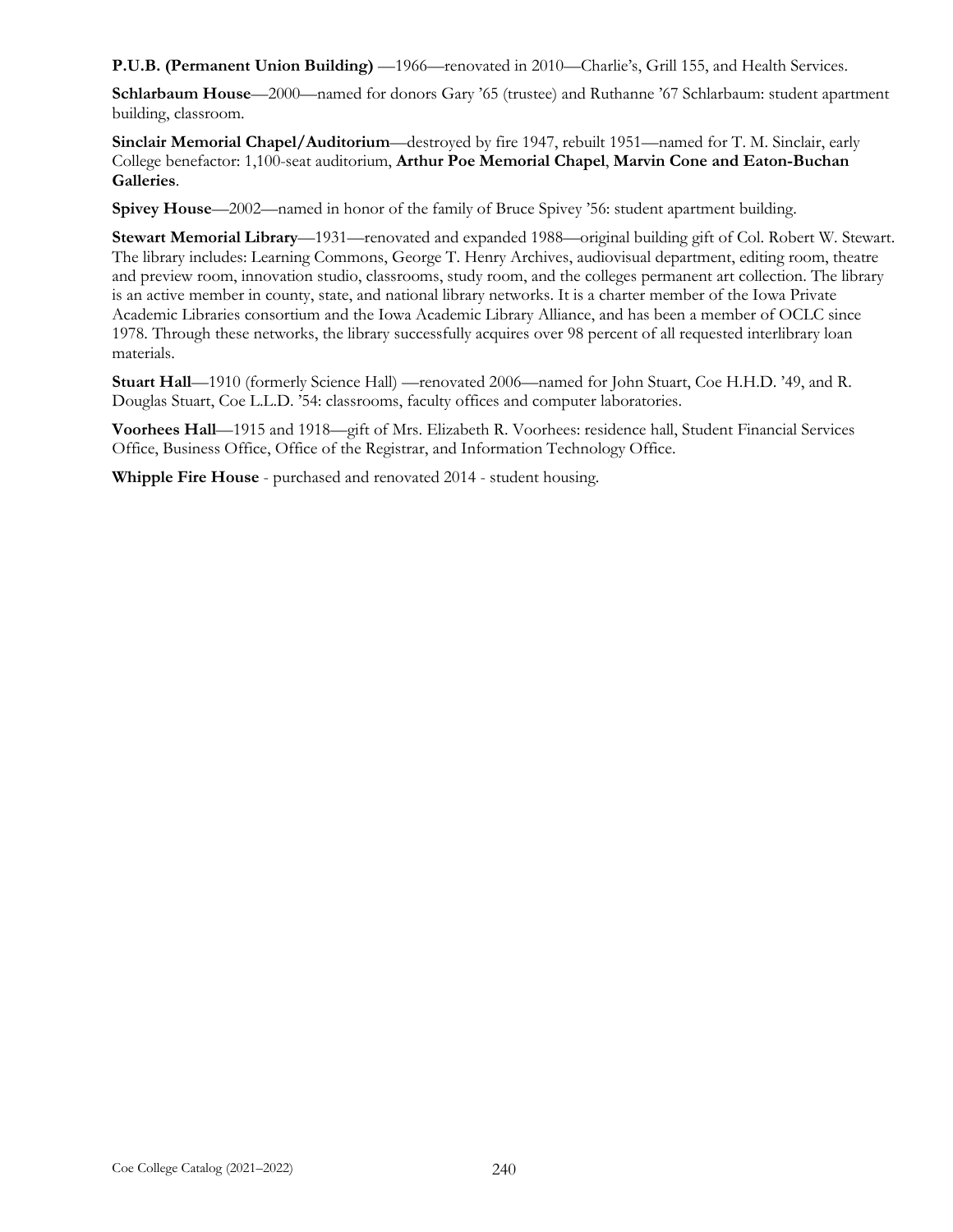**P.U.B. (Permanent Union Building)** —1966—renovated in 2010—Charlie's, Grill 155, and Health Services.

**Schlarbaum House**—2000—named for donors Gary '65 (trustee) and Ruthanne '67 Schlarbaum: student apartment building, classroom.

**Sinclair Memorial Chapel/Auditorium**—destroyed by fire 1947, rebuilt 1951—named for T. M. Sinclair, early College benefactor: 1,100-seat auditorium, **Arthur Poe Memorial Chapel**, **Marvin Cone and Eaton-Buchan Galleries**.

**Spivey House**—2002—named in honor of the family of Bruce Spivey '56: student apartment building.

**Stewart Memorial Library**—1931—renovated and expanded 1988—original building gift of Col. Robert W. Stewart. The library includes: Learning Commons, George T. Henry Archives, audiovisual department, editing room, theatre and preview room, innovation studio, classrooms, study room, and the colleges permanent art collection. The library is an active member in county, state, and national library networks. It is a charter member of the Iowa Private Academic Libraries consortium and the Iowa Academic Library Alliance, and has been a member of OCLC since 1978. Through these networks, the library successfully acquires over 98 percent of all requested interlibrary loan materials.

**Stuart Hall**—1910 (formerly Science Hall) —renovated 2006—named for John Stuart, Coe H.H.D. '49, and R. Douglas Stuart, Coe L.L.D. '54: classrooms, faculty offices and computer laboratories.

**Voorhees Hall**—1915 and 1918—gift of Mrs. Elizabeth R. Voorhees: residence hall, Student Financial Services Office, Business Office, Office of the Registrar, and Information Technology Office.

**Whipple Fire House** - purchased and renovated 2014 - student housing.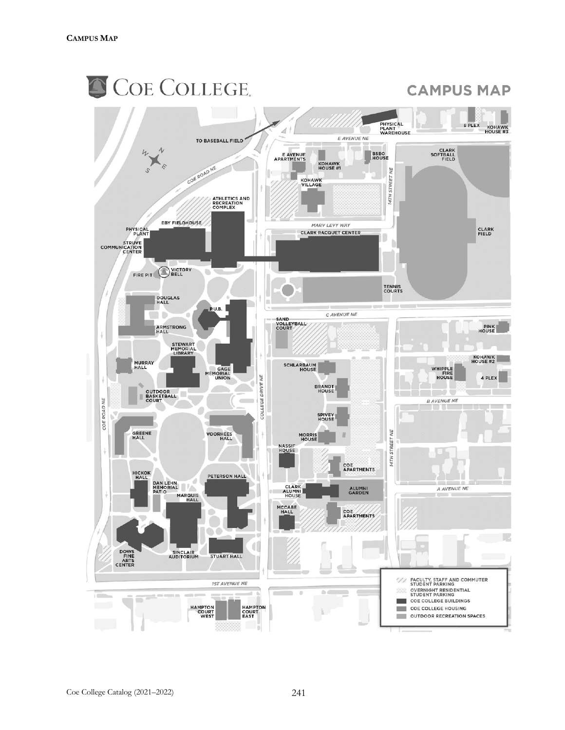# Campus Map

COE COLLEGE

CAMPUS MAP

TO BASEBALL FIELD

PHYSICAL PLANT WAREHOUSE

8 PLEX

KOHAWK HOUSE #3

E AVENUE NE

E AVENUE APARTMENTS

KOHAWK HOUSE #1

BSEO HOUSE

CLARK SOFTBALL FIELD

COE ROAD NE

KOHAWK VILLAGE

14TH STREET NE

ATHLETICS AND RECREATION COMPLEX

EBY FIELDHOUSE

MARV LEVY WAY

CLARK RACQUET CENTER

CLARK FIELD

PHYSICAL PLANT

STRUVE COMMUNICATION CENTER

FIRE PIT

VICTORY BELL

TENNIS COURTS

DOUGLAS HALL

P.U.B.

C AVENUE NE

SAND VOLLEYBALL COURT

PINK HOUSE

ARMSTRONG HALL

STEWART MEMORIAL LIBRARY

KOHAWK HOUSE #2

MURRAY HALL

GAGE MEMORIAL UNION

SCHLARBAUM HOUSE

WHIPPLE FIRE HOUSE

4 PLEX

OUTDOOR BASKETBALL COURT

COLLEGE DRIVE NE

BRANDT HOUSE

B AVENUE NE

COE ROAD NE

SPIVEY HOUSE

GREENE HALL

VOORHEES HALL

MORRIS HOUSE

NASSIF HOUSE

14TH STREET NE

COE APARTMENTS

HICKOK HALL

PETERSON HALL

DAN LEHN MEMORIAL PATIO

CLARK ALUMNI HOUSE

ALUMNI GARDEN

A AVENUE NE

MARQUIS HALL

MCCABE HALL

COE APARTMENTS

DOWS FINE ARTS CENTER

SINCLAIR AUDITORIUM

STUART HALL

1ST AVENUE NE

HAMPTON COURT WEST

HAMPTON COURT EAST

FACULTY, STAFF AND COMMUTER STUDENT PARKING

OVERNIGHT RESIDENTIAL STUDENT PARKING

COE COLLEGE BUILDINGS

COE COLLEGE HOUSING

OUTDOOR RECREATION SPACES